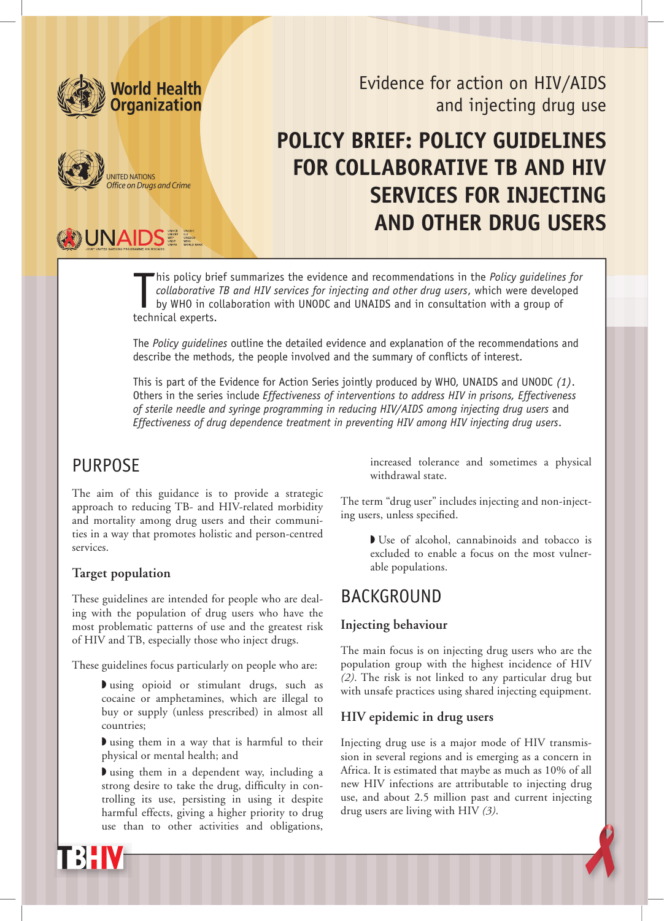World Health Organization

UNITED NATIONS
*Office on Drugs and Crime*

UNAIDS

Evidence for action on HIV/AIDS and injecting drug use

# POLICY BRIEF: POLICY GUIDELINES FOR COLLABORATIVE TB AND HIV SERVICES FOR INJECTING AND OTHER DRUG USERS

This policy brief summarizes the evidence and recommendations in the *Policy guidelines for collaborative TB and HIV services for injecting and other drug users*, which were developed by WHO in collaboration with UNODC and UNAIDS and in consultation with a group of technical experts.

The *Policy guidelines* outline the detailed evidence and explanation of the recommendations and describe the methods, the people involved and the summary of conflicts of interest.

This is part of the Evidence for Action Series jointly produced by WHO, UNAIDS and UNODC *(1)*. Others in the series include *Effectiveness of interventions to address HIV in prisons, Effectiveness of sterile needle and syringe programming in reducing HIV/AIDS among injecting drug users* and *Effectiveness of drug dependence treatment in preventing HIV among HIV injecting drug users*.

## PURPOSE

The aim of this guidance is to provide a strategic approach to reducing TB- and HIV-related morbidity and mortality among drug users and their communities in a way that promotes holistic and person-centred services.

### Target population

These guidelines are intended for people who are dealing with the population of drug users who have the most problematic patterns of use and the greatest risk of HIV and TB, especially those who inject drugs.

These guidelines focus particularly on people who are:

- using opioid or stimulant drugs, such as cocaine or amphetamines, which are illegal to buy or supply (unless prescribed) in almost all countries;
- using them in a way that is harmful to their physical or mental health; and
- using them in a dependent way, including a strong desire to take the drug, difficulty in controlling its use, persisting in using it despite harmful effects, giving a higher priority to drug use than to other activities and obligations, increased tolerance and sometimes a physical withdrawal state.

The term "drug user" includes injecting and non-injecting users, unless specified.

- Use of alcohol, cannabinoids and tobacco is excluded to enable a focus on the most vulnerable populations.

## BACKGROUND

### Injecting behaviour

The main focus is on injecting drug users who are the population group with the highest incidence of HIV *(2)*. The risk is not linked to any particular drug but with unsafe practices using shared injecting equipment.

### HIV epidemic in drug users

Injecting drug use is a major mode of HIV transmission in several regions and is emerging as a concern in Africa. It is estimated that maybe as much as 10% of all new HIV infections are attributable to injecting drug use, and about 2.5 million past and current injecting drug users are living with HIV *(3)*.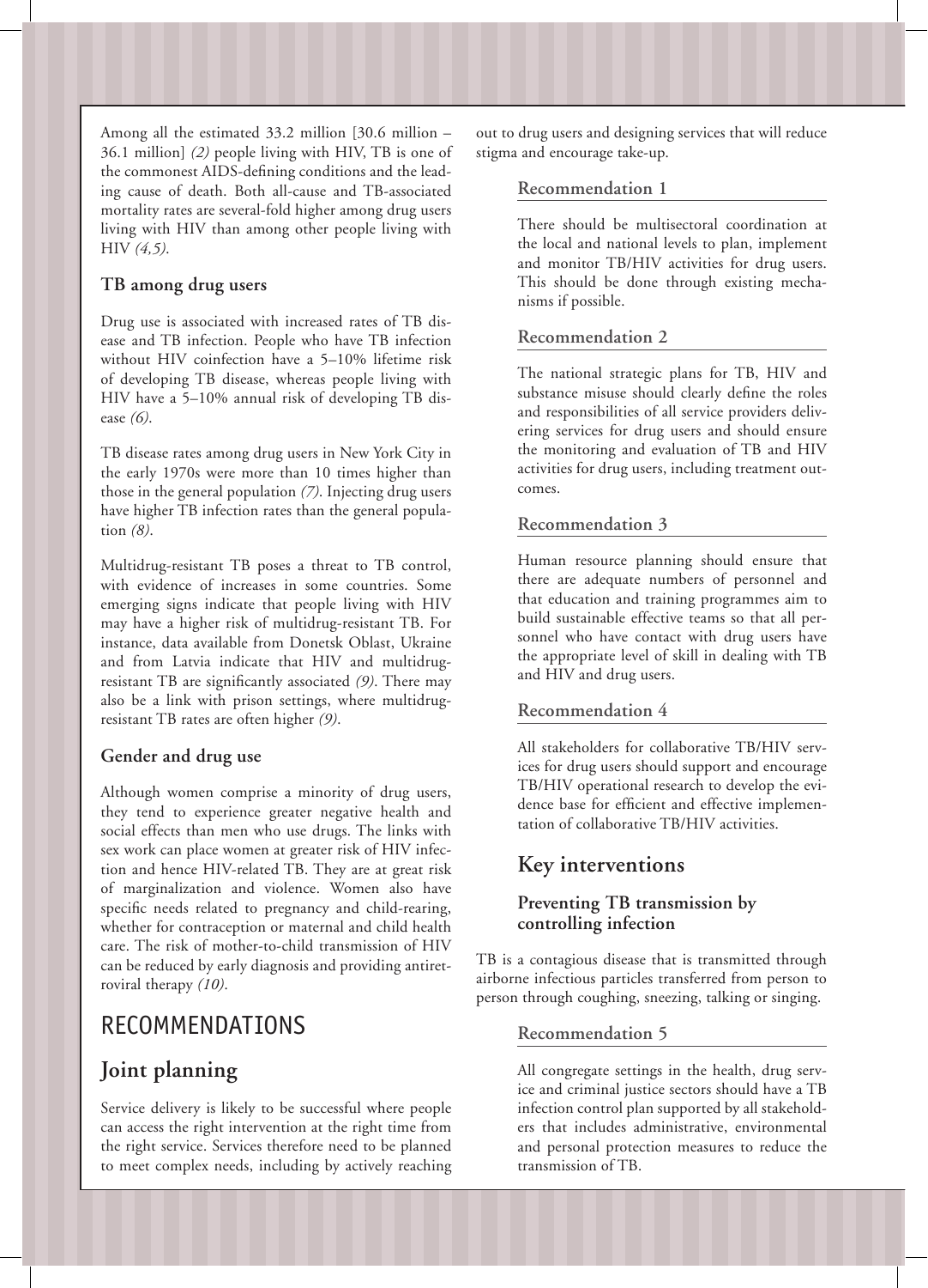Among all the estimated 33.2 million [30.6 million – 36.1 million] *(2)* people living with HIV, TB is one of the commonest AIDS-defining conditions and the leading cause of death. Both all-cause and TB-associated mortality rates are several-fold higher among drug users living with HIV than among other people living with HIV *(4,5)*.

### TB among drug users

Drug use is associated with increased rates of TB disease and TB infection. People who have TB infection without HIV coinfection have a 5–10% lifetime risk of developing TB disease, whereas people living with HIV have a 5–10% annual risk of developing TB disease *(6)*.

TB disease rates among drug users in New York City in the early 1970s were more than 10 times higher than those in the general population *(7)*. Injecting drug users have higher TB infection rates than the general population *(8)*.

Multidrug-resistant TB poses a threat to TB control, with evidence of increases in some countries. Some emerging signs indicate that people living with HIV may have a higher risk of multidrug-resistant TB. For instance, data available from Donetsk Oblast, Ukraine and from Latvia indicate that HIV and multidrug-resistant TB are significantly associated *(9)*. There may also be a link with prison settings, where multidrug-resistant TB rates are often higher *(9)*.

### Gender and drug use

Although women comprise a minority of drug users, they tend to experience greater negative health and social effects than men who use drugs. The links with sex work can place women at greater risk of HIV infection and hence HIV-related TB. They are at great risk of marginalization and violence. Women also have specific needs related to pregnancy and child-rearing, whether for contraception or maternal and child health care. The risk of mother-to-child transmission of HIV can be reduced by early diagnosis and providing antiretroviral therapy *(10)*.

# RECOMMENDATIONS

## Joint planning

Service delivery is likely to be successful where people can access the right intervention at the right time from the right service. Services therefore need to be planned to meet complex needs, including by actively reaching out to drug users and designing services that will reduce stigma and encourage take-up.

#### Recommendation 1

There should be multisectoral coordination at the local and national levels to plan, implement and monitor TB/HIV activities for drug users. This should be done through existing mechanisms if possible.

#### Recommendation 2

The national strategic plans for TB, HIV and substance misuse should clearly define the roles and responsibilities of all service providers delivering services for drug users and should ensure the monitoring and evaluation of TB and HIV activities for drug users, including treatment outcomes.

#### Recommendation 3

Human resource planning should ensure that there are adequate numbers of personnel and that education and training programmes aim to build sustainable effective teams so that all personnel who have contact with drug users have the appropriate level of skill in dealing with TB and HIV and drug users.

#### Recommendation 4

All stakeholders for collaborative TB/HIV services for drug users should support and encourage TB/HIV operational research to develop the evidence base for efficient and effective implementation of collaborative TB/HIV activities.

## Key interventions

### Preventing TB transmission by controlling infection

TB is a contagious disease that is transmitted through airborne infectious particles transferred from person to person through coughing, sneezing, talking or singing.

#### Recommendation 5

All congregate settings in the health, drug service and criminal justice sectors should have a TB infection control plan supported by all stakeholders that includes administrative, environmental and personal protection measures to reduce the transmission of TB.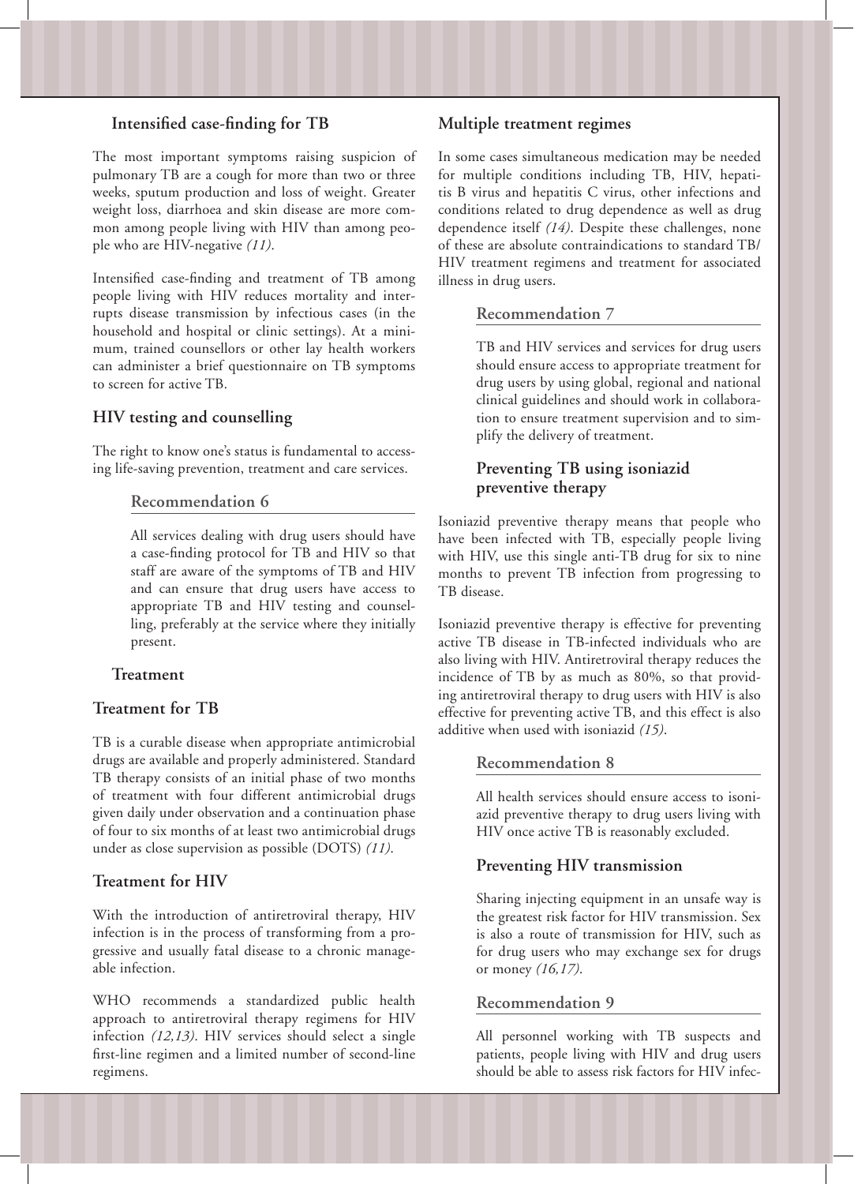### Intensified case-finding for TB

The most important symptoms raising suspicion of pulmonary TB are a cough for more than two or three weeks, sputum production and loss of weight. Greater weight loss, diarrhoea and skin disease are more common among people living with HIV than among people who are HIV-negative *(11)*.

Intensified case-finding and treatment of TB among people living with HIV reduces mortality and interrupts disease transmission by infectious cases (in the household and hospital or clinic settings). At a minimum, trained counsellors or other lay health workers can administer a brief questionnaire on TB symptoms to screen for active TB.

### HIV testing and counselling

The right to know one's status is fundamental to accessing life-saving prevention, treatment and care services.

#### Recommendation 6

All services dealing with drug users should have a case-finding protocol for TB and HIV so that staff are aware of the symptoms of TB and HIV and can ensure that drug users have access to appropriate TB and HIV testing and counselling, preferably at the service where they initially present.

## Treatment

### Treatment for TB

TB is a curable disease when appropriate antimicrobial drugs are available and properly administered. Standard TB therapy consists of an initial phase of two months of treatment with four different antimicrobial drugs given daily under observation and a continuation phase of four to six months of at least two antimicrobial drugs under as close supervision as possible (DOTS) *(11)*.

### Treatment for HIV

With the introduction of antiretroviral therapy, HIV infection is in the process of transforming from a progressive and usually fatal disease to a chronic manageable infection.

WHO recommends a standardized public health approach to antiretroviral therapy regimens for HIV infection *(12,13)*. HIV services should select a single first-line regimen and a limited number of second-line regimens.

### Multiple treatment regimes

In some cases simultaneous medication may be needed for multiple conditions including TB, HIV, hepatitis B virus and hepatitis C virus, other infections and conditions related to drug dependence as well as drug dependence itself *(14)*. Despite these challenges, none of these are absolute contraindications to standard TB/HIV treatment regimens and treatment for associated illness in drug users.

#### Recommendation 7

TB and HIV services and services for drug users should ensure access to appropriate treatment for drug users by using global, regional and national clinical guidelines and should work in collaboration to ensure treatment supervision and to simplify the delivery of treatment.

### Preventing TB using isoniazid preventive therapy

Isoniazid preventive therapy means that people who have been infected with TB, especially people living with HIV, use this single anti-TB drug for six to nine months to prevent TB infection from progressing to TB disease.

Isoniazid preventive therapy is effective for preventing active TB disease in TB-infected individuals who are also living with HIV. Antiretroviral therapy reduces the incidence of TB by as much as 80%, so that providing antiretroviral therapy to drug users with HIV is also effective for preventing active TB, and this effect is also additive when used with isoniazid *(15)*.

#### Recommendation 8

All health services should ensure access to isoniazid preventive therapy to drug users living with HIV once active TB is reasonably excluded.

### Preventing HIV transmission

Sharing injecting equipment in an unsafe way is the greatest risk factor for HIV transmission. Sex is also a route of transmission for HIV, such as for drug users who may exchange sex for drugs or money *(16,17)*.

#### Recommendation 9

All personnel working with TB suspects and patients, people living with HIV and drug users should be able to assess risk factors for HIV infec-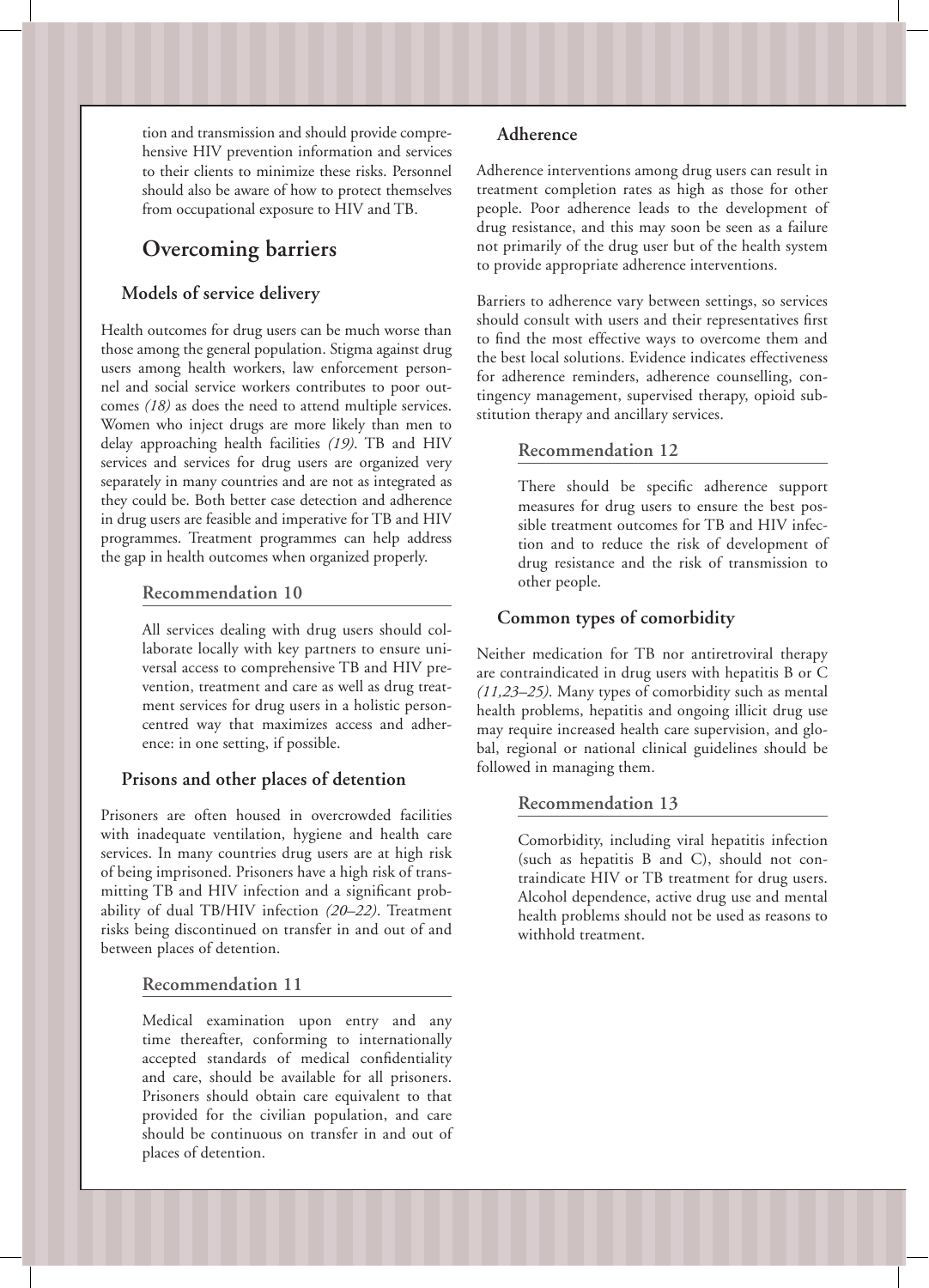tion and transmission and should provide comprehensive HIV prevention information and services to their clients to minimize these risks. Personnel should also be aware of how to protect themselves from occupational exposure to HIV and TB.

## Overcoming barriers

### Models of service delivery

Health outcomes for drug users can be much worse than those among the general population. Stigma against drug users among health workers, law enforcement personnel and social service workers contributes to poor outcomes *(18)* as does the need to attend multiple services. Women who inject drugs are more likely than men to delay approaching health facilities *(19)*. TB and HIV services and services for drug users are organized very separately in many countries and are not as integrated as they could be. Both better case detection and adherence in drug users are feasible and imperative for TB and HIV programmes. Treatment programmes can help address the gap in health outcomes when organized properly.

#### Recommendation 10

All services dealing with drug users should collaborate locally with key partners to ensure universal access to comprehensive TB and HIV prevention, treatment and care as well as drug treatment services for drug users in a holistic person-centred way that maximizes access and adherence: in one setting, if possible.

### Prisons and other places of detention

Prisoners are often housed in overcrowded facilities with inadequate ventilation, hygiene and health care services. In many countries drug users are at high risk of being imprisoned. Prisoners have a high risk of transmitting TB and HIV infection and a significant probability of dual TB/HIV infection *(20–22)*. Treatment risks being discontinued on transfer in and out of and between places of detention.

#### Recommendation 11

Medical examination upon entry and any time thereafter, conforming to internationally accepted standards of medical confidentiality and care, should be available for all prisoners. Prisoners should obtain care equivalent to that provided for the civilian population, and care should be continuous on transfer in and out of places of detention.

### Adherence

Adherence interventions among drug users can result in treatment completion rates as high as those for other people. Poor adherence leads to the development of drug resistance, and this may soon be seen as a failure not primarily of the drug user but of the health system to provide appropriate adherence interventions.

Barriers to adherence vary between settings, so services should consult with users and their representatives first to find the most effective ways to overcome them and the best local solutions. Evidence indicates effectiveness for adherence reminders, adherence counselling, contingency management, supervised therapy, opioid substitution therapy and ancillary services.

#### Recommendation 12

There should be specific adherence support measures for drug users to ensure the best possible treatment outcomes for TB and HIV infection and to reduce the risk of development of drug resistance and the risk of transmission to other people.

### Common types of comorbidity

Neither medication for TB nor antiretroviral therapy are contraindicated in drug users with hepatitis B or C *(11,23–25)*. Many types of comorbidity such as mental health problems, hepatitis and ongoing illicit drug use may require increased health care supervision, and global, regional or national clinical guidelines should be followed in managing them.

#### Recommendation 13

Comorbidity, including viral hepatitis infection (such as hepatitis B and C), should not contraindicate HIV or TB treatment for drug users. Alcohol dependence, active drug use and mental health problems should not be used as reasons to withhold treatment.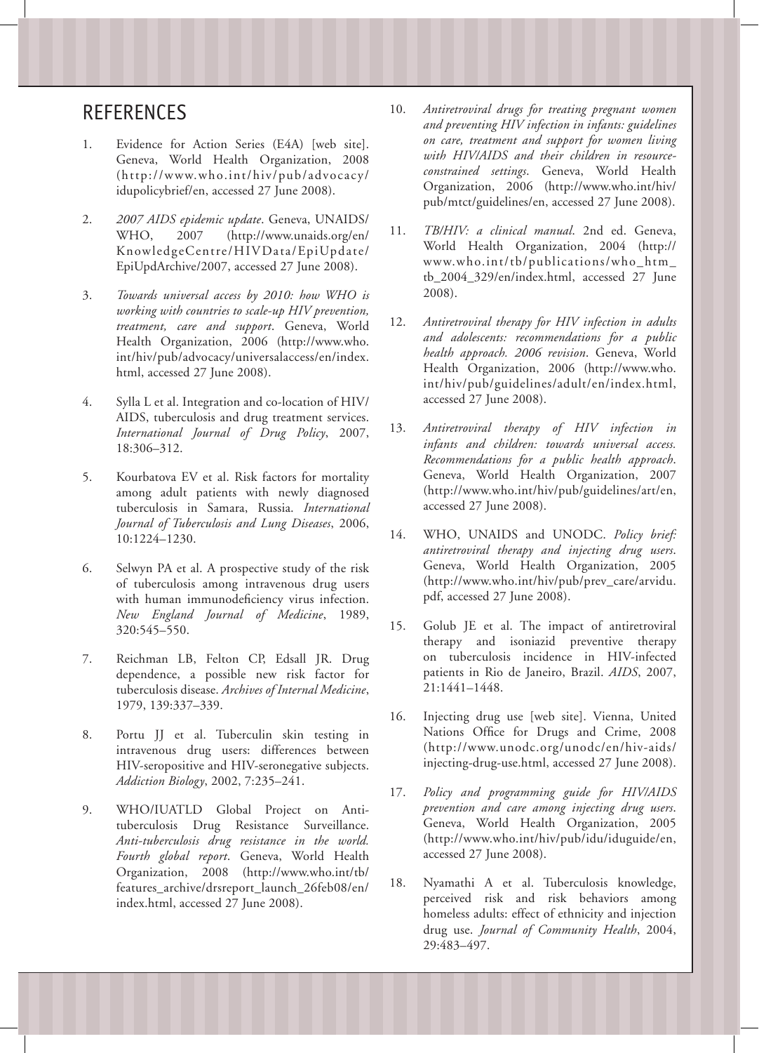# REFERENCES

1. Evidence for Action Series (E4A) [web site]. Geneva, World Health Organization, 2008 (http://www.who.int/hiv/pub/advocacy/idupolicybrief/en, accessed 27 June 2008).

2. *2007 AIDS epidemic update*. Geneva, UNAIDS/WHO, 2007 (http://www.unaids.org/en/KnowledgeCentre/HIVData/EpiUpdate/EpiUpdArchive/2007, accessed 27 June 2008).

3. *Towards universal access by 2010: how WHO is working with countries to scale-up HIV prevention, treatment, care and support*. Geneva, World Health Organization, 2006 (http://www.who.int/hiv/pub/advocacy/universalaccess/en/index.html, accessed 27 June 2008).

4. Sylla L et al. Integration and co-location of HIV/AIDS, tuberculosis and drug treatment services. *International Journal of Drug Policy*, 2007, 18:306–312.

5. Kourbatova EV et al. Risk factors for mortality among adult patients with newly diagnosed tuberculosis in Samara, Russia. *International Journal of Tuberculosis and Lung Diseases*, 2006, 10:1224–1230.

6. Selwyn PA et al. A prospective study of the risk of tuberculosis among intravenous drug users with human immunodeficiency virus infection. *New England Journal of Medicine*, 1989, 320:545–550.

7. Reichman LB, Felton CP, Edsall JR. Drug dependence, a possible new risk factor for tuberculosis disease. *Archives of Internal Medicine*, 1979, 139:337–339.

8. Portu JJ et al. Tuberculin skin testing in intravenous drug users: differences between HIV-seropositive and HIV-seronegative subjects. *Addiction Biology*, 2002, 7:235–241.

9. WHO/IUATLD Global Project on Anti-tuberculosis Drug Resistance Surveillance. *Anti-tuberculosis drug resistance in the world. Fourth global report*. Geneva, World Health Organization, 2008 (http://www.who.int/tb/features_archive/drsreport_launch_26feb08/en/index.html, accessed 27 June 2008).

10. *Antiretroviral drugs for treating pregnant women and preventing HIV infection in infants: guidelines on care, treatment and support for women living with HIV/AIDS and their children in resource-constrained settings*. Geneva, World Health Organization, 2006 (http://www.who.int/hiv/pub/mtct/guidelines/en, accessed 27 June 2008).

11. *TB/HIV: a clinical manual*. 2nd ed. Geneva, World Health Organization, 2004 (http://www.who.int/tb/publications/who_htm_tb_2004_329/en/index.html, accessed 27 June 2008).

12. *Antiretroviral therapy for HIV infection in adults and adolescents: recommendations for a public health approach. 2006 revision*. Geneva, World Health Organization, 2006 (http://www.who.int/hiv/pub/guidelines/adult/en/index.html, accessed 27 June 2008).

13. *Antiretroviral therapy of HIV infection in infants and children: towards universal access. Recommendations for a public health approach*. Geneva, World Health Organization, 2007 (http://www.who.int/hiv/pub/guidelines/art/en, accessed 27 June 2008).

14. WHO, UNAIDS and UNODC. *Policy brief: antiretroviral therapy and injecting drug users*. Geneva, World Health Organization, 2005 (http://www.who.int/hiv/pub/prev_care/arvidu.pdf, accessed 27 June 2008).

15. Golub JE et al. The impact of antiretroviral therapy and isoniazid preventive therapy on tuberculosis incidence in HIV-infected patients in Rio de Janeiro, Brazil. *AIDS*, 2007, 21:1441–1448.

16. Injecting drug use [web site]. Vienna, United Nations Office for Drugs and Crime, 2008 (http://www.unodc.org/unodc/en/hiv-aids/injecting-drug-use.html, accessed 27 June 2008).

17. *Policy and programming guide for HIV/AIDS prevention and care among injecting drug users*. Geneva, World Health Organization, 2005 (http://www.who.int/hiv/pub/idu/iduguide/en, accessed 27 June 2008).

18. Nyamathi A et al. Tuberculosis knowledge, perceived risk and risk behaviors among homeless adults: effect of ethnicity and injection drug use. *Journal of Community Health*, 2004, 29:483–497.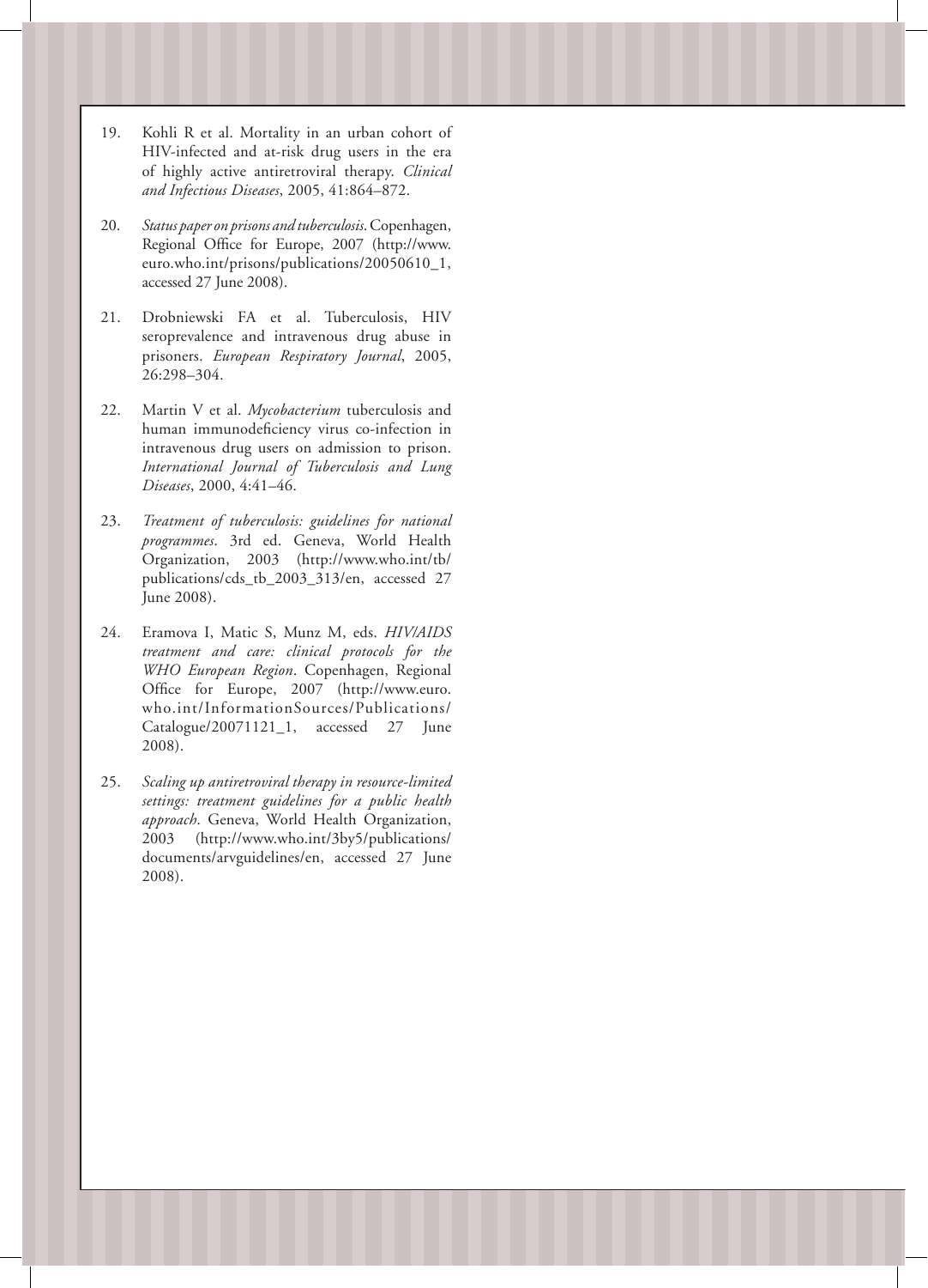19. Kohli R et al. Mortality in an urban cohort of HIV-infected and at-risk drug users in the era of highly active antiretroviral therapy. *Clinical and Infectious Diseases*, 2005, 41:864–872.

20. *Status paper on prisons and tuberculosis*. Copenhagen, Regional Office for Europe, 2007 (http://www.euro.who.int/prisons/publications/20050610_1, accessed 27 June 2008).

21. Drobniewski FA et al. Tuberculosis, HIV seroprevalence and intravenous drug abuse in prisoners. *European Respiratory Journal*, 2005, 26:298–304.

22. Martin V et al. *Mycobacterium* tuberculosis and human immunodeficiency virus co-infection in intravenous drug users on admission to prison. *International Journal of Tuberculosis and Lung Diseases*, 2000, 4:41–46.

23. *Treatment of tuberculosis: guidelines for national programmes*. 3rd ed. Geneva, World Health Organization, 2003 (http://www.who.int/tb/publications/cds_tb_2003_313/en, accessed 27 June 2008).

24. Eramova I, Matic S, Munz M, eds. *HIV/AIDS treatment and care: clinical protocols for the WHO European Region*. Copenhagen, Regional Office for Europe, 2007 (http://www.euro.who.int/InformationSources/Publications/Catalogue/20071121_1, accessed 27 June 2008).

25. *Scaling up antiretroviral therapy in resource-limited settings: treatment guidelines for a public health approach*. Geneva, World Health Organization, 2003 (http://www.who.int/3by5/publications/documents/arvguidelines/en, accessed 27 June 2008).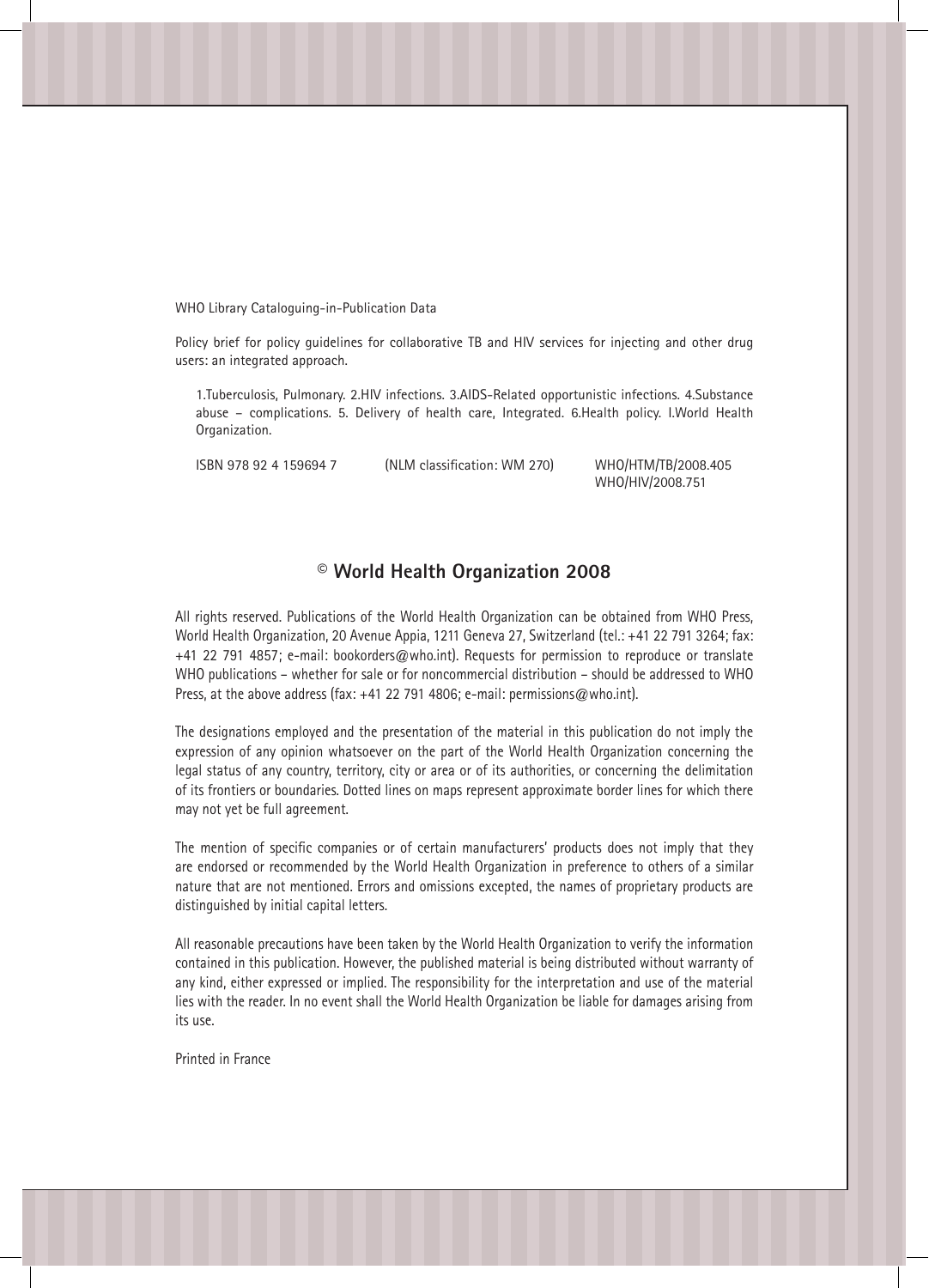WHO Library Cataloguing-in-Publication Data

Policy brief for policy guidelines for collaborative TB and HIV services for injecting and other drug users: an integrated approach.

1.Tuberculosis, Pulmonary. 2.HIV infections. 3.AIDS-Related opportunistic infections. 4.Substance abuse – complications. 5. Delivery of health care, Integrated. 6.Health policy. I.World Health Organization.

ISBN 978 92 4 159694 7 (NLM classification: WM 270) WHO/HTM/TB/2008.405
WHO/HIV/2008.751

## © World Health Organization 2008

All rights reserved. Publications of the World Health Organization can be obtained from WHO Press, World Health Organization, 20 Avenue Appia, 1211 Geneva 27, Switzerland (tel.: +41 22 791 3264; fax: +41 22 791 4857; e-mail: bookorders@who.int). Requests for permission to reproduce or translate WHO publications – whether for sale or for noncommercial distribution – should be addressed to WHO Press, at the above address (fax: +41 22 791 4806; e-mail: permissions@who.int).

The designations employed and the presentation of the material in this publication do not imply the expression of any opinion whatsoever on the part of the World Health Organization concerning the legal status of any country, territory, city or area or of its authorities, or concerning the delimitation of its frontiers or boundaries. Dotted lines on maps represent approximate border lines for which there may not yet be full agreement.

The mention of specific companies or of certain manufacturers' products does not imply that they are endorsed or recommended by the World Health Organization in preference to others of a similar nature that are not mentioned. Errors and omissions excepted, the names of proprietary products are distinguished by initial capital letters.

All reasonable precautions have been taken by the World Health Organization to verify the information contained in this publication. However, the published material is being distributed without warranty of any kind, either expressed or implied. The responsibility for the interpretation and use of the material lies with the reader. In no event shall the World Health Organization be liable for damages arising from its use.

Printed in France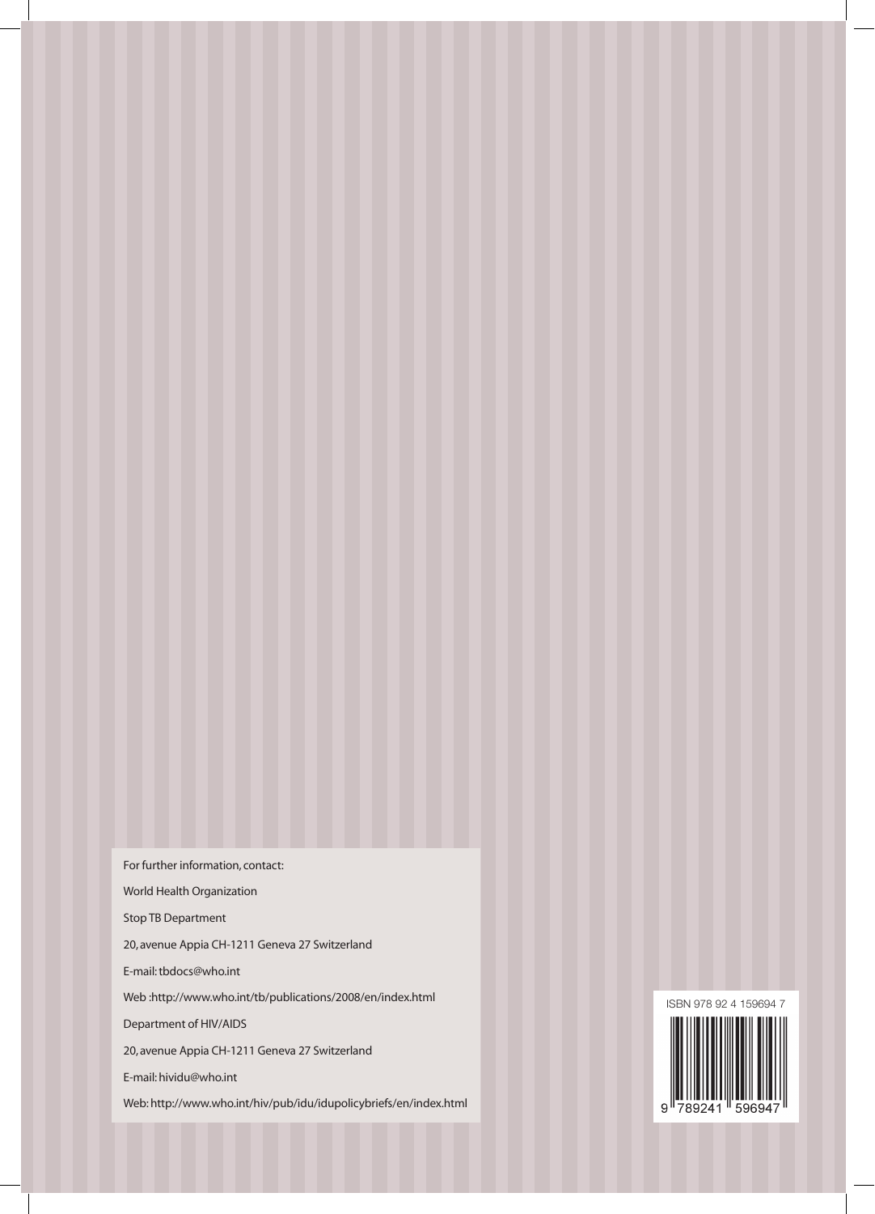For further information, contact:

World Health Organization

Stop TB Department

20, avenue Appia CH-1211 Geneva 27 Switzerland

E-mail: tbdocs@who.int

Web :http://www.who.int/tb/publications/2008/en/index.html

Department of HIV/AIDS

20, avenue Appia CH-1211 Geneva 27 Switzerland

E-mail: hividu@who.int

Web: http://www.who.int/hiv/pub/idu/idupolicybriefs/en/index.html

ISBN 978 92 4 159694 7